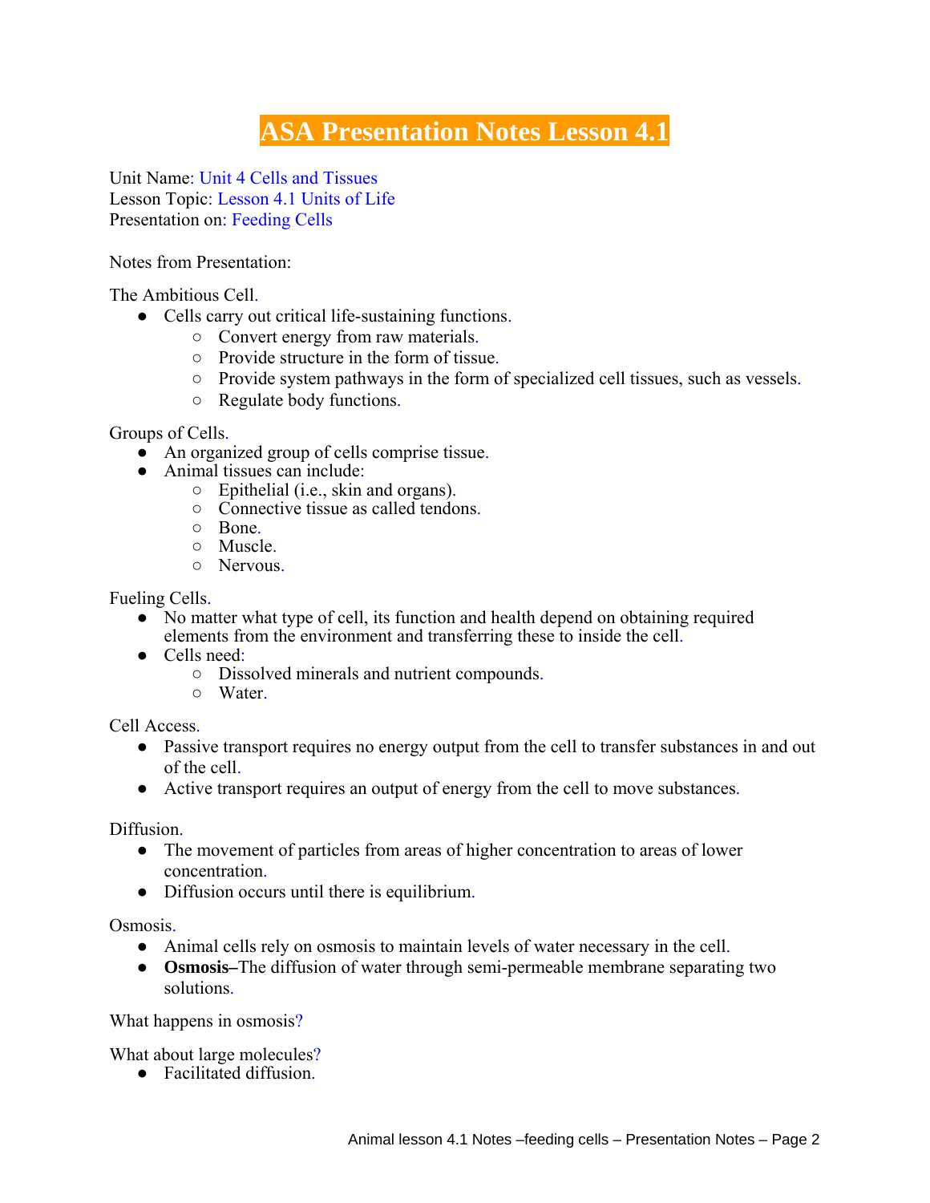# ASA Presentation Notes Lesson 4.1

Unit Name: Unit 4 Cells and Tissues
Lesson Topic: Lesson 4.1 Units of Life
Presentation on: Feeding Cells

Notes from Presentation:

The Ambitious Cell.

- Cells carry out critical life-sustaining functions.
  - Convert energy from raw materials.
  - Provide structure in the form of tissue.
  - Provide system pathways in the form of specialized cell tissues, such as vessels.
  - Regulate body functions.

Groups of Cells.

- An organized group of cells comprise tissue.
- Animal tissues can include:
  - Epithelial (i.e., skin and organs).
  - Connective tissue as called tendons.
  - Bone.
  - Muscle.
  - Nervous.

Fueling Cells.

- No matter what type of cell, its function and health depend on obtaining required elements from the environment and transferring these to inside the cell.
- Cells need:
  - Dissolved minerals and nutrient compounds.
  - Water.

Cell Access.

- Passive transport requires no energy output from the cell to transfer substances in and out of the cell.
- Active transport requires an output of energy from the cell to move substances.

Diffusion.

- The movement of particles from areas of higher concentration to areas of lower concentration.
- Diffusion occurs until there is equilibrium.

Osmosis.

- Animal cells rely on osmosis to maintain levels of water necessary in the cell.
- **Osmosis**–The diffusion of water through semi-permeable membrane separating two solutions.

What happens in osmosis?

What about large molecules?

- Facilitated diffusion.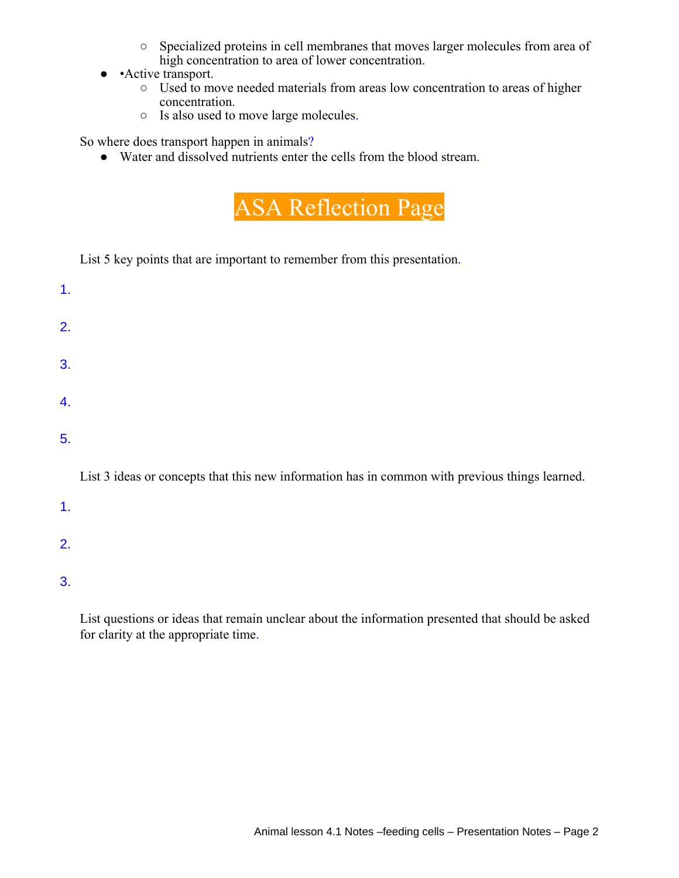- Specialized proteins in cell membranes that moves larger molecules from area of high concentration to area of lower concentration.
- •Active transport.
  - Used to move needed materials from areas low concentration to areas of higher concentration.
  - Is also used to move large molecules.

So where does transport happen in animals?

- Water and dissolved nutrients enter the cells from the blood stream.

# ASA Reflection Page

List 5 key points that are important to remember from this presentation.

1.

2.

3.

4.

5.

List 3 ideas or concepts that this new information has in common with previous things learned.

1.

2.

3.

List questions or ideas that remain unclear about the information presented that should be asked for clarity at the appropriate time.